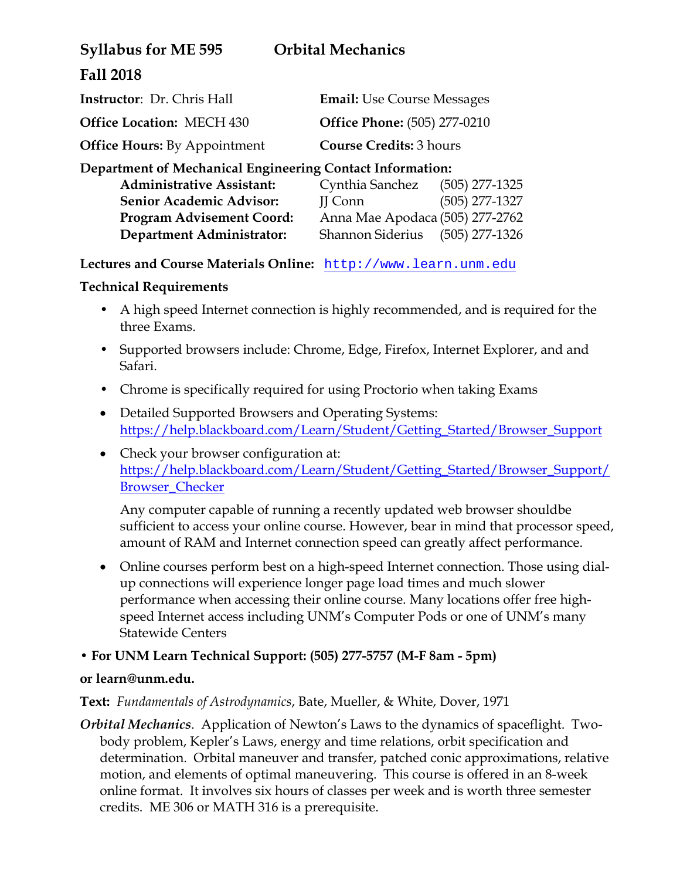# Syllabus for ME 595 Orbital Mechanics

## Fall 2018

**Instructor**: Dr. Chris Hall

**Email:** Use Course Messages

**Office Location:** MECH 430

**Office Phone:** (505) 277-0210

**Office Hours:** By Appointment

**Course Credits:** 3 hours

**Department of Mechanical Engineering Contact Information:**

| | | |
|---|---|---|
| **Administrative Assistant:** | Cynthia Sanchez | (505) 277-1325 |
| **Senior Academic Advisor:** | JJ Conn | (505) 277-1327 |
| **Program Advisement Coord:** | Anna Mae Apodaca | (505) 277-2762 |
| **Department Administrator:** | Shannon Siderius | (505) 277-1326 |

**Lectures and Course Materials Online:** http://www.learn.unm.edu

**Technical Requirements**

- A high speed Internet connection is highly recommended, and is required for the three Exams.
- Supported browsers include: Chrome, Edge, Firefox, Internet Explorer, and and Safari.
- Chrome is specifically required for using Proctorio when taking Exams
- Detailed Supported Browsers and Operating Systems: https://help.blackboard.com/Learn/Student/Getting_Started/Browser_Support
- Check your browser configuration at: https://help.blackboard.com/Learn/Student/Getting_Started/Browser_Support/Browser_Checker

  Any computer capable of running a recently updated web browser shouldbe sufficient to access your online course. However, bear in mind that processor speed, amount of RAM and Internet connection speed can greatly affect performance.
- Online courses perform best on a high-speed Internet connection. Those using dial-up connections will experience longer page load times and much slower performance when accessing their online course. Many locations offer free high-speed Internet access including UNM's Computer Pods or one of UNM's many Statewide Centers

**• For UNM Learn Technical Support: (505) 277-5757 (M-F 8am - 5pm)**

**or learn@unm.edu.**

**Text:** *Fundamentals of Astrodynamics*, Bate, Mueller, & White, Dover, 1971

***Orbital Mechanics***. Application of Newton's Laws to the dynamics of spaceflight. Two-body problem, Kepler's Laws, energy and time relations, orbit specification and determination. Orbital maneuver and transfer, patched conic approximations, relative motion, and elements of optimal maneuvering. This course is offered in an 8-week online format. It involves six hours of classes per week and is worth three semester credits. ME 306 or MATH 316 is a prerequisite.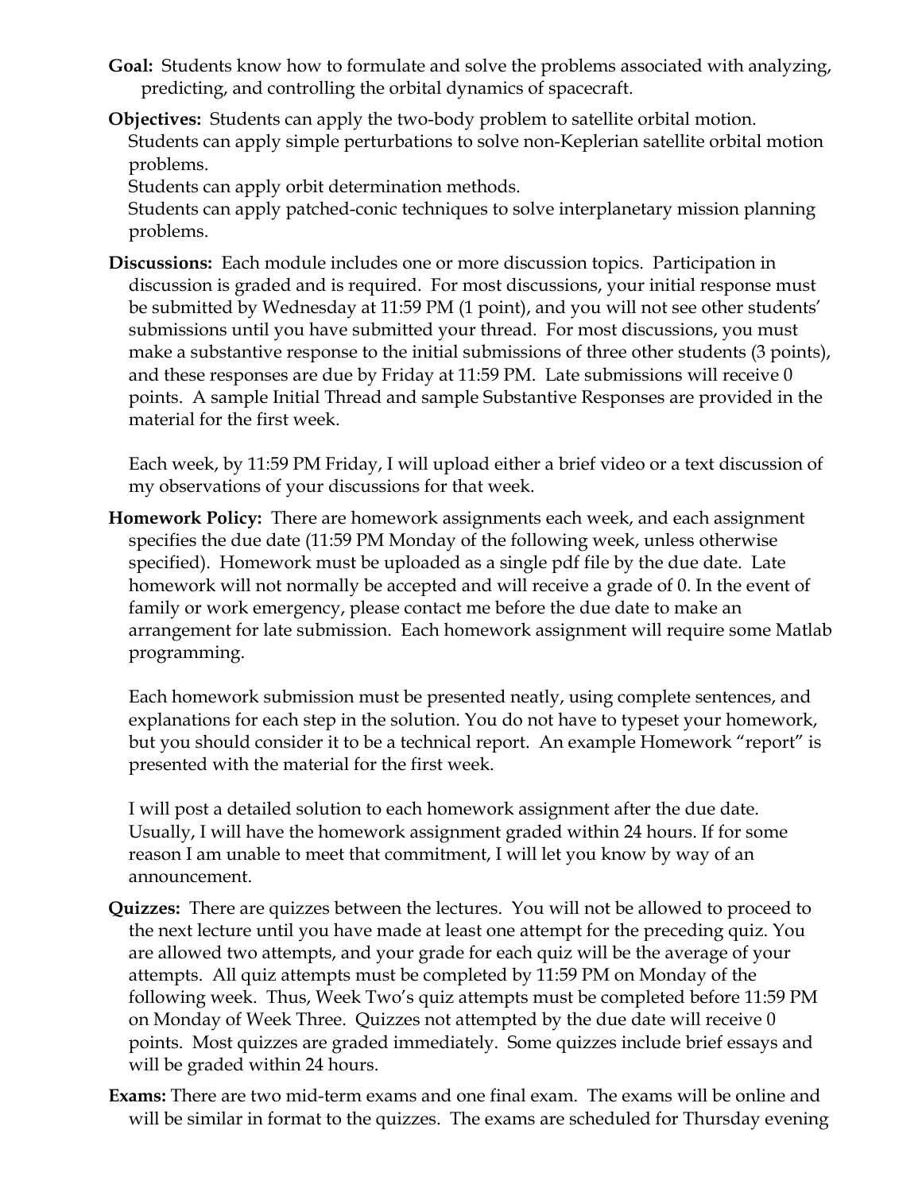**Goal:** Students know how to formulate and solve the problems associated with analyzing, predicting, and controlling the orbital dynamics of spacecraft.

**Objectives:** Students can apply the two-body problem to satellite orbital motion.
Students can apply simple perturbations to solve non-Keplerian satellite orbital motion problems.
Students can apply orbit determination methods.
Students can apply patched-conic techniques to solve interplanetary mission planning problems.

**Discussions:** Each module includes one or more discussion topics. Participation in discussion is graded and is required. For most discussions, your initial response must be submitted by Wednesday at 11:59 PM (1 point), and you will not see other students' submissions until you have submitted your thread. For most discussions, you must make a substantive response to the initial submissions of three other students (3 points), and these responses are due by Friday at 11:59 PM. Late submissions will receive 0 points. A sample Initial Thread and sample Substantive Responses are provided in the material for the first week.

Each week, by 11:59 PM Friday, I will upload either a brief video or a text discussion of my observations of your discussions for that week.

**Homework Policy:** There are homework assignments each week, and each assignment specifies the due date (11:59 PM Monday of the following week, unless otherwise specified). Homework must be uploaded as a single pdf file by the due date. Late homework will not normally be accepted and will receive a grade of 0. In the event of family or work emergency, please contact me before the due date to make an arrangement for late submission. Each homework assignment will require some Matlab programming.

Each homework submission must be presented neatly, using complete sentences, and explanations for each step in the solution. You do not have to typeset your homework, but you should consider it to be a technical report. An example Homework "report" is presented with the material for the first week.

I will post a detailed solution to each homework assignment after the due date. Usually, I will have the homework assignment graded within 24 hours. If for some reason I am unable to meet that commitment, I will let you know by way of an announcement.

**Quizzes:** There are quizzes between the lectures. You will not be allowed to proceed to the next lecture until you have made at least one attempt for the preceding quiz. You are allowed two attempts, and your grade for each quiz will be the average of your attempts. All quiz attempts must be completed by 11:59 PM on Monday of the following week. Thus, Week Two's quiz attempts must be completed before 11:59 PM on Monday of Week Three. Quizzes not attempted by the due date will receive 0 points. Most quizzes are graded immediately. Some quizzes include brief essays and will be graded within 24 hours.

**Exams:** There are two mid-term exams and one final exam. The exams will be online and will be similar in format to the quizzes. The exams are scheduled for Thursday evening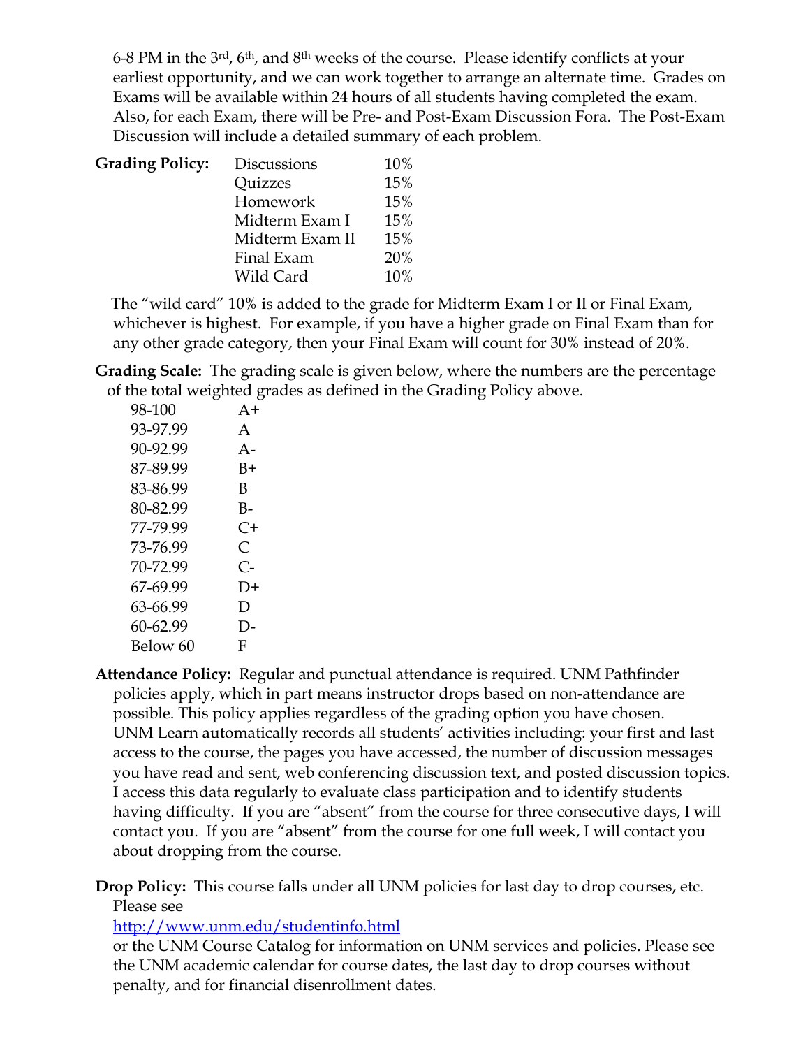6-8 PM in the 3rd, 6th, and 8th weeks of the course. Please identify conflicts at your earliest opportunity, and we can work together to arrange an alternate time. Grades on Exams will be available within 24 hours of all students having completed the exam. Also, for each Exam, there will be Pre- and Post-Exam Discussion Fora. The Post-Exam Discussion will include a detailed summary of each problem.

**Grading Policy:**

| Category | Weight |
|---|---|
| Discussions | 10% |
| Quizzes | 15% |
| Homework | 15% |
| Midterm Exam I | 15% |
| Midterm Exam II | 15% |
| Final Exam | 20% |
| Wild Card | 10% |

The "wild card" 10% is added to the grade for Midterm Exam I or II or Final Exam, whichever is highest. For example, if you have a higher grade on Final Exam than for any other grade category, then your Final Exam will count for 30% instead of 20%.

**Grading Scale:** The grading scale is given below, where the numbers are the percentage of the total weighted grades as defined in the Grading Policy above.

| Percentage | Grade |
|---|---|
| 98-100 | A+ |
| 93-97.99 | A |
| 90-92.99 | A- |
| 87-89.99 | B+ |
| 83-86.99 | B |
| 80-82.99 | B- |
| 77-79.99 | C+ |
| 73-76.99 | C |
| 70-72.99 | C- |
| 67-69.99 | D+ |
| 63-66.99 | D |
| 60-62.99 | D- |
| Below 60 | F |

**Attendance Policy:** Regular and punctual attendance is required. UNM Pathfinder policies apply, which in part means instructor drops based on non-attendance are possible. This policy applies regardless of the grading option you have chosen. UNM Learn automatically records all students' activities including: your first and last access to the course, the pages you have accessed, the number of discussion messages you have read and sent, web conferencing discussion text, and posted discussion topics. I access this data regularly to evaluate class participation and to identify students having difficulty. If you are "absent" from the course for three consecutive days, I will contact you. If you are "absent" from the course for one full week, I will contact you about dropping from the course.

**Drop Policy:** This course falls under all UNM policies for last day to drop courses, etc. Please see [http://www.unm.edu/studentinfo.html](http://www.unm.edu/studentinfo.html) or the UNM Course Catalog for information on UNM services and policies. Please see the UNM academic calendar for course dates, the last day to drop courses without penalty, and for financial disenrollment dates.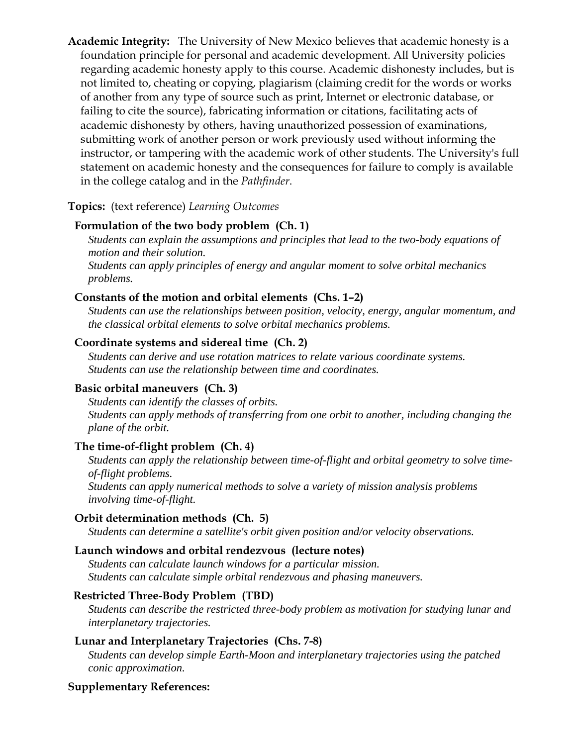**Academic Integrity:** The University of New Mexico believes that academic honesty is a foundation principle for personal and academic development. All University policies regarding academic honesty apply to this course. Academic dishonesty includes, but is not limited to, cheating or copying, plagiarism (claiming credit for the words or works of another from any type of source such as print, Internet or electronic database, or failing to cite the source), fabricating information or citations, facilitating acts of academic dishonesty by others, having unauthorized possession of examinations, submitting work of another person or work previously used without informing the instructor, or tampering with the academic work of other students. The University's full statement on academic honesty and the consequences for failure to comply is available in the college catalog and in the *Pathfinder*.

**Topics:** (text reference) *Learning Outcomes*

**Formulation of the two body problem (Ch. 1)**

*Students can explain the assumptions and principles that lead to the two-body equations of motion and their solution.*
*Students can apply principles of energy and angular moment to solve orbital mechanics problems.*

**Constants of the motion and orbital elements (Chs. 1–2)**

*Students can use the relationships between position, velocity, energy, angular momentum, and the classical orbital elements to solve orbital mechanics problems.*

**Coordinate systems and sidereal time (Ch. 2)**

*Students can derive and use rotation matrices to relate various coordinate systems.*
*Students can use the relationship between time and coordinates.*

**Basic orbital maneuvers (Ch. 3)**

*Students can identify the classes of orbits.*
*Students can apply methods of transferring from one orbit to another, including changing the plane of the orbit.*

**The time-of-flight problem (Ch. 4)**

*Students can apply the relationship between time-of-flight and orbital geometry to solve time-of-flight problems.*
*Students can apply numerical methods to solve a variety of mission analysis problems involving time-of-flight.*

**Orbit determination methods (Ch. 5)**

*Students can determine a satellite's orbit given position and/or velocity observations.*

**Launch windows and orbital rendezvous (lecture notes)**

*Students can calculate launch windows for a particular mission.*
*Students can calculate simple orbital rendezvous and phasing maneuvers.*

**Restricted Three-Body Problem (TBD)**

*Students can describe the restricted three-body problem as motivation for studying lunar and interplanetary trajectories.*

**Lunar and Interplanetary Trajectories (Chs. 7-8)**

*Students can develop simple Earth-Moon and interplanetary trajectories using the patched conic approximation.*

**Supplementary References:**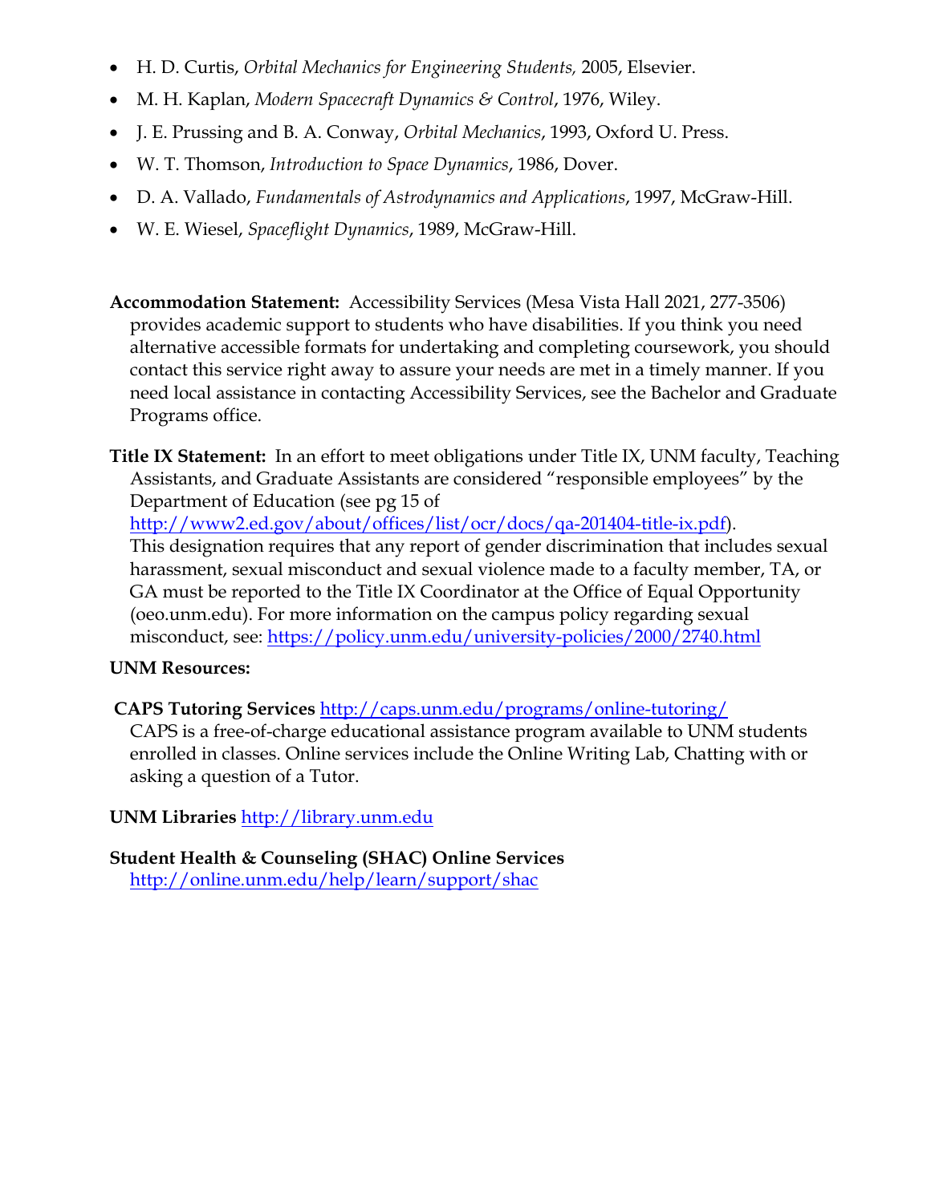- H. D. Curtis, *Orbital Mechanics for Engineering Students,* 2005, Elsevier.
- M. H. Kaplan, *Modern Spacecraft Dynamics & Control*, 1976, Wiley.
- J. E. Prussing and B. A. Conway, *Orbital Mechanics*, 1993, Oxford U. Press.
- W. T. Thomson, *Introduction to Space Dynamics*, 1986, Dover.
- D. A. Vallado, *Fundamentals of Astrodynamics and Applications*, 1997, McGraw-Hill.
- W. E. Wiesel, *Spaceflight Dynamics*, 1989, McGraw-Hill.

**Accommodation Statement:** Accessibility Services (Mesa Vista Hall 2021, 277-3506) provides academic support to students who have disabilities. If you think you need alternative accessible formats for undertaking and completing coursework, you should contact this service right away to assure your needs are met in a timely manner. If you need local assistance in contacting Accessibility Services, see the Bachelor and Graduate Programs office.

**Title IX Statement:** In an effort to meet obligations under Title IX, UNM faculty, Teaching Assistants, and Graduate Assistants are considered "responsible employees" by the Department of Education (see pg 15 of http://www2.ed.gov/about/offices/list/ocr/docs/qa-201404-title-ix.pdf). This designation requires that any report of gender discrimination that includes sexual harassment, sexual misconduct and sexual violence made to a faculty member, TA, or GA must be reported to the Title IX Coordinator at the Office of Equal Opportunity (oeo.unm.edu). For more information on the campus policy regarding sexual misconduct, see: https://policy.unm.edu/university-policies/2000/2740.html

**UNM Resources:**

**CAPS Tutoring Services** http://caps.unm.edu/programs/online-tutoring/
CAPS is a free-of-charge educational assistance program available to UNM students enrolled in classes. Online services include the Online Writing Lab, Chatting with or asking a question of a Tutor.

**UNM Libraries** http://library.unm.edu

**Student Health & Counseling (SHAC) Online Services**
http://online.unm.edu/help/learn/support/shac